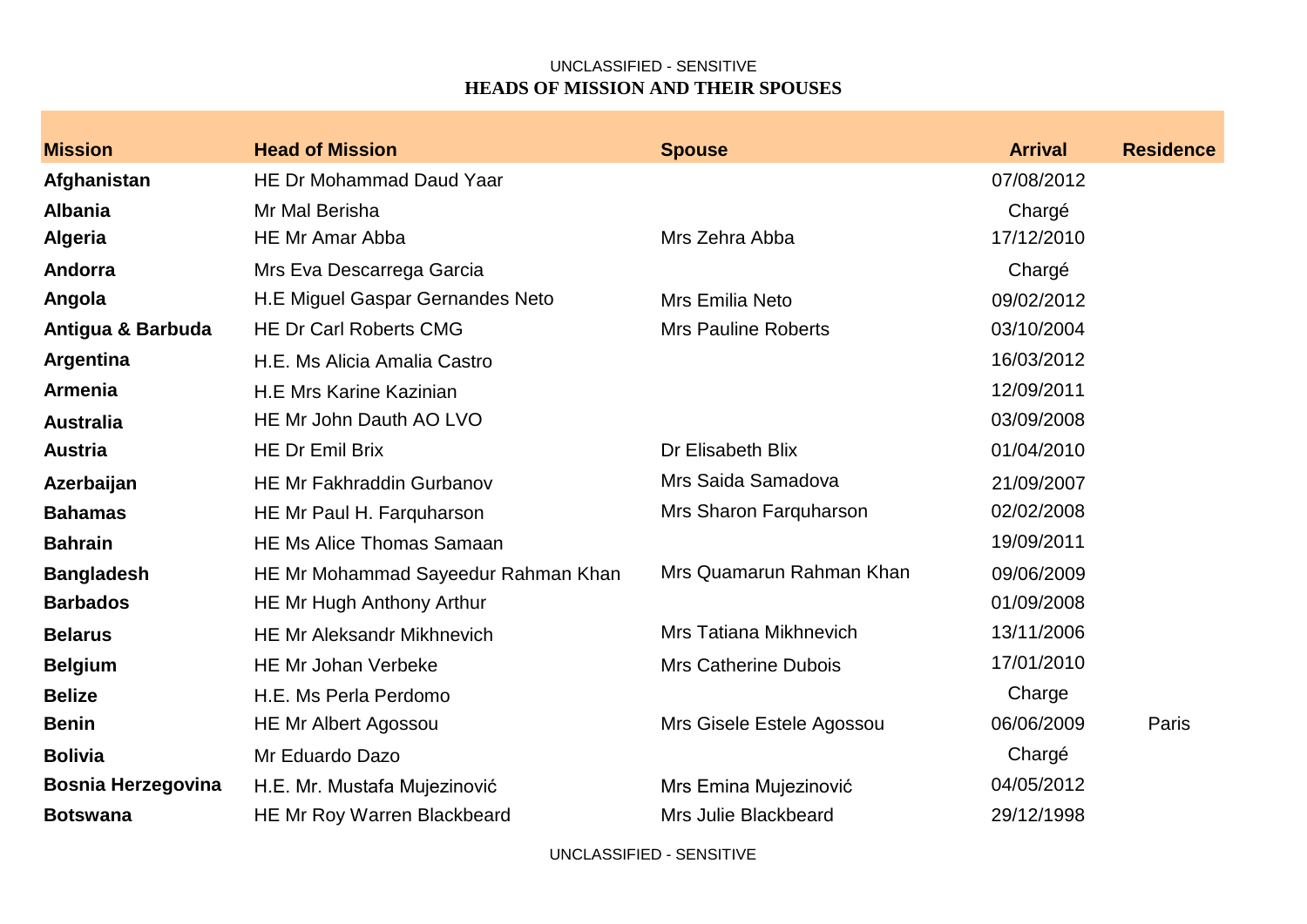UNCLASSIFIED - SENSITIVE

# HEADS OF MISSION AND THEIR SPOUSES

| Mission | Head of Mission | Spouse | Arrival | Residence |
|---|---|---|---|---|
| **Afghanistan** | HE Dr Mohammad Daud Yaar | | 07/08/2012 | |
| **Albania** | Mr Mal Berisha | | Chargé | |
| **Algeria** | HE Mr Amar Abba | Mrs Zehra Abba | 17/12/2010 | |
| **Andorra** | Mrs Eva Descarrega Garcia | | Chargé | |
| **Angola** | H.E Miguel Gaspar Gernandes Neto | Mrs Emilia Neto | 09/02/2012 | |
| **Antigua & Barbuda** | HE Dr Carl Roberts CMG | Mrs Pauline Roberts | 03/10/2004 | |
| **Argentina** | H.E. Ms Alicia Amalia Castro | | 16/03/2012 | |
| **Armenia** | H.E Mrs Karine Kazinian | | 12/09/2011 | |
| **Australia** | HE Mr John Dauth AO LVO | | 03/09/2008 | |
| **Austria** | HE Dr Emil Brix | Dr Elisabeth Blix | 01/04/2010 | |
| **Azerbaijan** | HE Mr Fakhraddin Gurbanov | Mrs Saida Samadova | 21/09/2007 | |
| **Bahamas** | HE Mr Paul H. Farquharson | Mrs Sharon Farquharson | 02/02/2008 | |
| **Bahrain** | HE Ms Alice Thomas Samaan | | 19/09/2011 | |
| **Bangladesh** | HE Mr Mohammad Sayeedur Rahman Khan | Mrs Quamarun Rahman Khan | 09/06/2009 | |
| **Barbados** | HE Mr Hugh Anthony Arthur | | 01/09/2008 | |
| **Belarus** | HE Mr Aleksandr Mikhnevich | Mrs Tatiana Mikhnevich | 13/11/2006 | |
| **Belgium** | HE Mr Johan Verbeke | Mrs Catherine Dubois | 17/01/2010 | |
| **Belize** | H.E. Ms Perla Perdomo | | Charge | |
| **Benin** | HE Mr Albert Agossou | Mrs Gisele Estele Agossou | 06/06/2009 | Paris |
| **Bolivia** | Mr Eduardo Dazo | | Chargé | |
| **Bosnia Herzegovina** | H.E. Mr. Mustafa Mujezinović | Mrs Emina Mujezinović | 04/05/2012 | |
| **Botswana** | HE Mr Roy Warren Blackbeard | Mrs Julie Blackbeard | 29/12/1998 | |

UNCLASSIFIED - SENSITIVE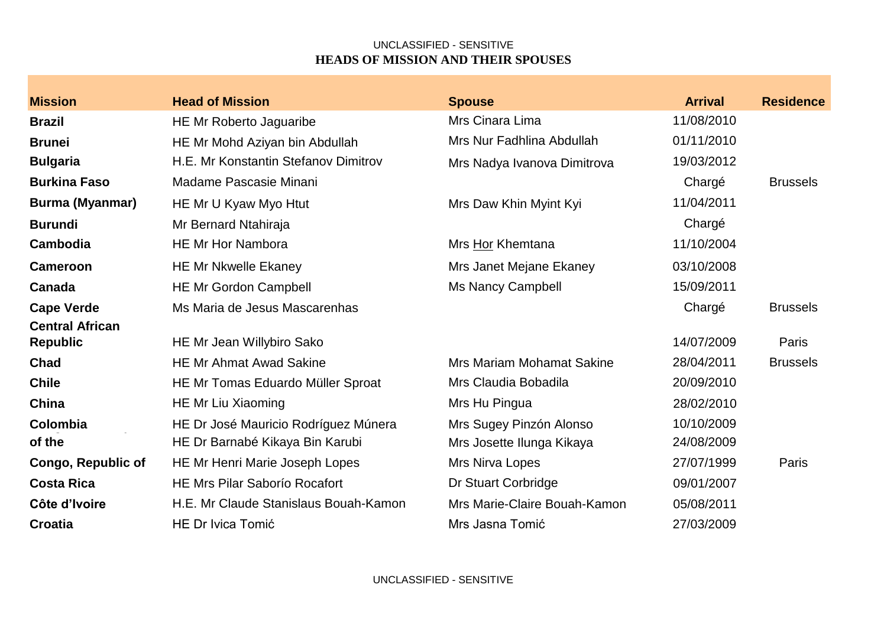UNCLASSIFIED - SENSITIVE

**HEADS OF MISSION AND THEIR SPOUSES**

| Mission | Head of Mission | Spouse | Arrival | Residence |
|---|---|---|---|---|
| **Brazil** | HE Mr Roberto Jaguaribe | Mrs Cinara Lima | 11/08/2010 | |
| **Brunei** | HE Mr Mohd Aziyan bin Abdullah | Mrs Nur Fadhlina Abdullah | 01/11/2010 | |
| **Bulgaria** | H.E. Mr Konstantin Stefanov Dimitrov | Mrs Nadya Ivanova Dimitrova | 19/03/2012 | |
| **Burkina Faso** | Madame Pascasie Minani | | Chargé | Brussels |
| **Burma (Myanmar)** | HE Mr U Kyaw Myo Htut | Mrs Daw Khin Myint Kyi | 11/04/2011 | |
| **Burundi** | Mr Bernard Ntahiraja | | Chargé | |
| **Cambodia** | HE Mr Hor Nambora | Mrs Hor Khemtana | 11/10/2004 | |
| **Cameroon** | HE Mr Nkwelle Ekaney | Mrs Janet Mejane Ekaney | 03/10/2008 | |
| **Canada** | HE Mr Gordon Campbell | Ms Nancy Campbell | 15/09/2011 | |
| **Cape Verde** | Ms Maria de Jesus Mascarenhas | | Chargé | Brussels |
| **Central African Republic** | HE Mr Jean Willybiro Sako | | 14/07/2009 | Paris |
| **Chad** | HE Mr Ahmat Awad Sakine | Mrs Mariam Mohamat Sakine | 28/04/2011 | Brussels |
| **Chile** | HE Mr Tomas Eduardo Müller Sproat | Mrs Claudia Bobadila | 20/09/2010 | |
| **China** | HE Mr Liu Xiaoming | Mrs Hu Pingua | 28/02/2010 | |
| **Colombia** | HE Dr José Mauricio Rodríguez Múnera | Mrs Sugey Pinzón Alonso | 10/10/2009 | |
| **of the** | HE Dr Barnabé Kikaya Bin Karubi | Mrs Josette Ilunga Kikaya | 24/08/2009 | |
| **Congo, Republic of** | HE Mr Henri Marie Joseph Lopes | Mrs Nirva Lopes | 27/07/1999 | Paris |
| **Costa Rica** | HE Mrs Pilar Saborío Rocafort | Dr Stuart Corbridge | 09/01/2007 | |
| **Côte d'Ivoire** | H.E. Mr Claude Stanislaus Bouah-Kamon | Mrs Marie-Claire Bouah-Kamon | 05/08/2011 | |
| **Croatia** | HE Dr Ivica Tomić | Mrs Jasna Tomić | 27/03/2009 | |

UNCLASSIFIED - SENSITIVE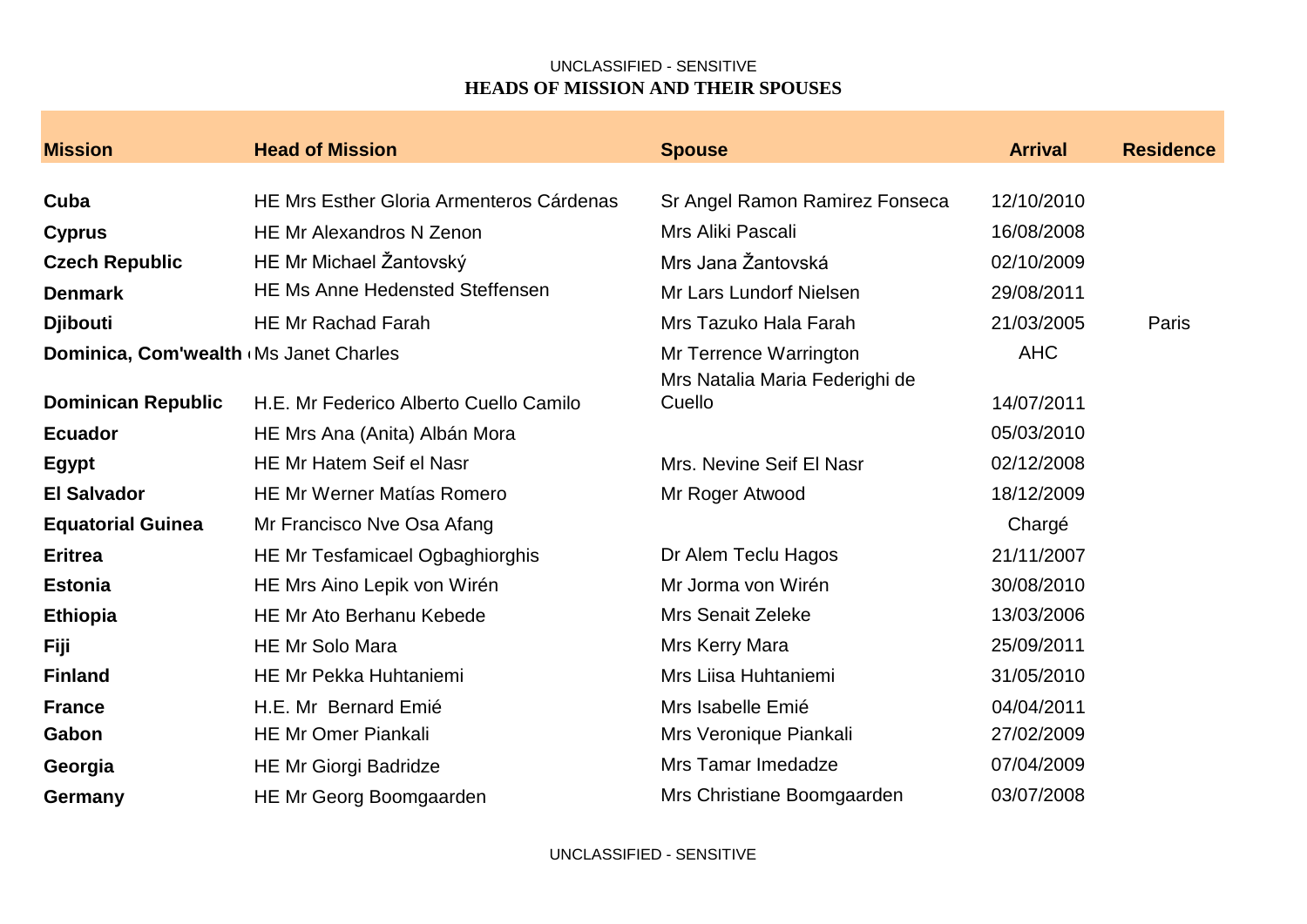UNCLASSIFIED - SENSITIVE

**HEADS OF MISSION AND THEIR SPOUSES**

| Mission | Head of Mission | Spouse | Arrival | Residence |
|---|---|---|---|---|
| **Cuba** | HE Mrs Esther Gloria Armenteros Cárdenas | Sr Angel Ramon Ramirez Fonseca | 12/10/2010 | |
| **Cyprus** | HE Mr Alexandros N Zenon | Mrs Aliki Pascali | 16/08/2008 | |
| **Czech Republic** | HE Mr Michael Žantovský | Mrs Jana Žantovská | 02/10/2009 | |
| **Denmark** | HE Ms Anne Hedensted Steffensen | Mr Lars Lundorf Nielsen | 29/08/2011 | |
| **Djibouti** | HE Mr Rachad Farah | Mrs Tazuko Hala Farah | 21/03/2005 | Paris |
| **Dominica, Com'wealth** | Ms Janet Charles | Mr Terrence Warrington | AHC | |
| **Dominican Republic** | H.E. Mr Federico Alberto Cuello Camilo | Mrs Natalia Maria Federighi de Cuello | 14/07/2011 | |
| **Ecuador** | HE Mrs Ana (Anita) Albán Mora | | 05/03/2010 | |
| **Egypt** | HE Mr Hatem Seif el Nasr | Mrs. Nevine Seif El Nasr | 02/12/2008 | |
| **El Salvador** | HE Mr Werner Matías Romero | Mr Roger Atwood | 18/12/2009 | |
| **Equatorial Guinea** | Mr Francisco Nve Osa Afang | | Chargé | |
| **Eritrea** | HE Mr Tesfamicael Ogbaghiorghis | Dr Alem Teclu Hagos | 21/11/2007 | |
| **Estonia** | HE Mrs Aino Lepik von Wirén | Mr Jorma von Wirén | 30/08/2010 | |
| **Ethiopia** | HE Mr Ato Berhanu Kebede | Mrs Senait Zeleke | 13/03/2006 | |
| **Fiji** | HE Mr Solo Mara | Mrs Kerry Mara | 25/09/2011 | |
| **Finland** | HE Mr Pekka Huhtaniemi | Mrs Liisa Huhtaniemi | 31/05/2010 | |
| **France** | H.E. Mr Bernard Emié | Mrs Isabelle Emié | 04/04/2011 | |
| **Gabon** | HE Mr Omer Piankali | Mrs Veronique Piankali | 27/02/2009 | |
| **Georgia** | HE Mr Giorgi Badridze | Mrs Tamar Imedadze | 07/04/2009 | |
| **Germany** | HE Mr Georg Boomgaarden | Mrs Christiane Boomgaarden | 03/07/2008 | |

UNCLASSIFIED - SENSITIVE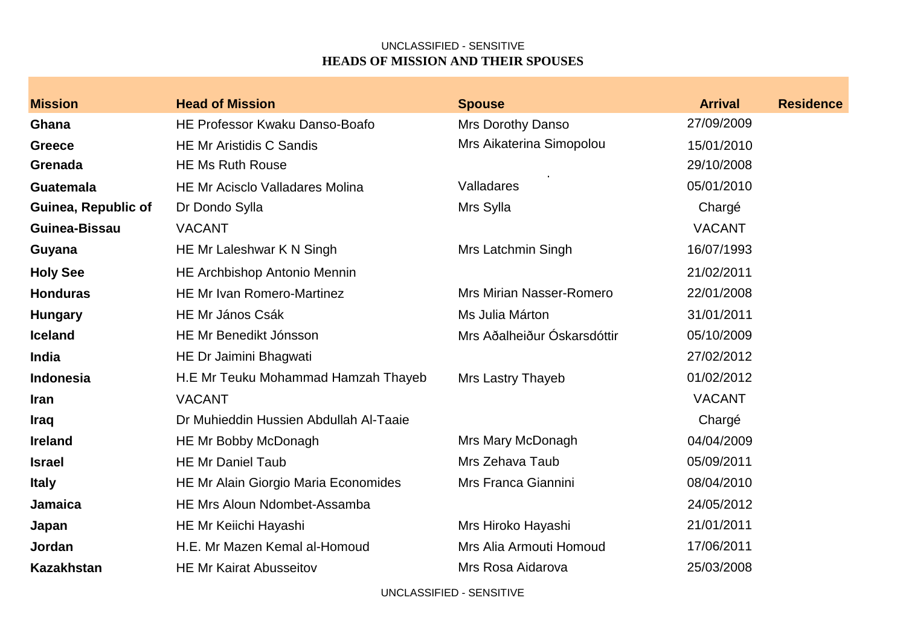UNCLASSIFIED - SENSITIVE

# HEADS OF MISSION AND THEIR SPOUSES

| Mission | Head of Mission | Spouse | Arrival | Residence |
|---|---|---|---|---|
| **Ghana** | HE Professor Kwaku Danso-Boafo | Mrs Dorothy Danso | 27/09/2009 | |
| **Greece** | HE Mr Aristidis C Sandis | Mrs Aikaterina Simopolou | 15/01/2010 | |
| **Grenada** | HE Ms Ruth Rouse | | 29/10/2008 | |
| **Guatemala** | HE Mr Acisclo Valladares Molina | Valladares | 05/01/2010 | |
| **Guinea, Republic of** | Dr Dondo Sylla | Mrs Sylla | Chargé | |
| **Guinea-Bissau** | VACANT | | VACANT | |
| **Guyana** | HE Mr Laleshwar K N Singh | Mrs Latchmin Singh | 16/07/1993 | |
| **Holy See** | HE Archbishop Antonio Mennin | | 21/02/2011 | |
| **Honduras** | HE Mr Ivan Romero-Martinez | Mrs Mirian Nasser-Romero | 22/01/2008 | |
| **Hungary** | HE Mr János Csák | Ms Julia Márton | 31/01/2011 | |
| **Iceland** | HE Mr Benedikt Jónsson | Mrs Aðalheiður Óskarsdóttir | 05/10/2009 | |
| **India** | HE Dr Jaimini Bhagwati | | 27/02/2012 | |
| **Indonesia** | H.E Mr Teuku Mohammad Hamzah Thayeb | Mrs Lastry Thayeb | 01/02/2012 | |
| **Iran** | VACANT | | VACANT | |
| **Iraq** | Dr Muhieddin Hussien Abdullah Al-Taaie | | Chargé | |
| **Ireland** | HE Mr Bobby McDonagh | Mrs Mary McDonagh | 04/04/2009 | |
| **Israel** | HE Mr Daniel Taub | Mrs Zehava Taub | 05/09/2011 | |
| **Italy** | HE Mr Alain Giorgio Maria Economides | Mrs Franca Giannini | 08/04/2010 | |
| **Jamaica** | HE Mrs Aloun Ndombet-Assamba | | 24/05/2012 | |
| **Japan** | HE Mr Keiichi Hayashi | Mrs Hiroko Hayashi | 21/01/2011 | |
| **Jordan** | H.E. Mr Mazen Kemal al-Homoud | Mrs Alia Armouti Homoud | 17/06/2011 | |
| **Kazakhstan** | HE Mr Kairat Abusseitov | Mrs Rosa Aidarova | 25/03/2008 | |

UNCLASSIFIED - SENSITIVE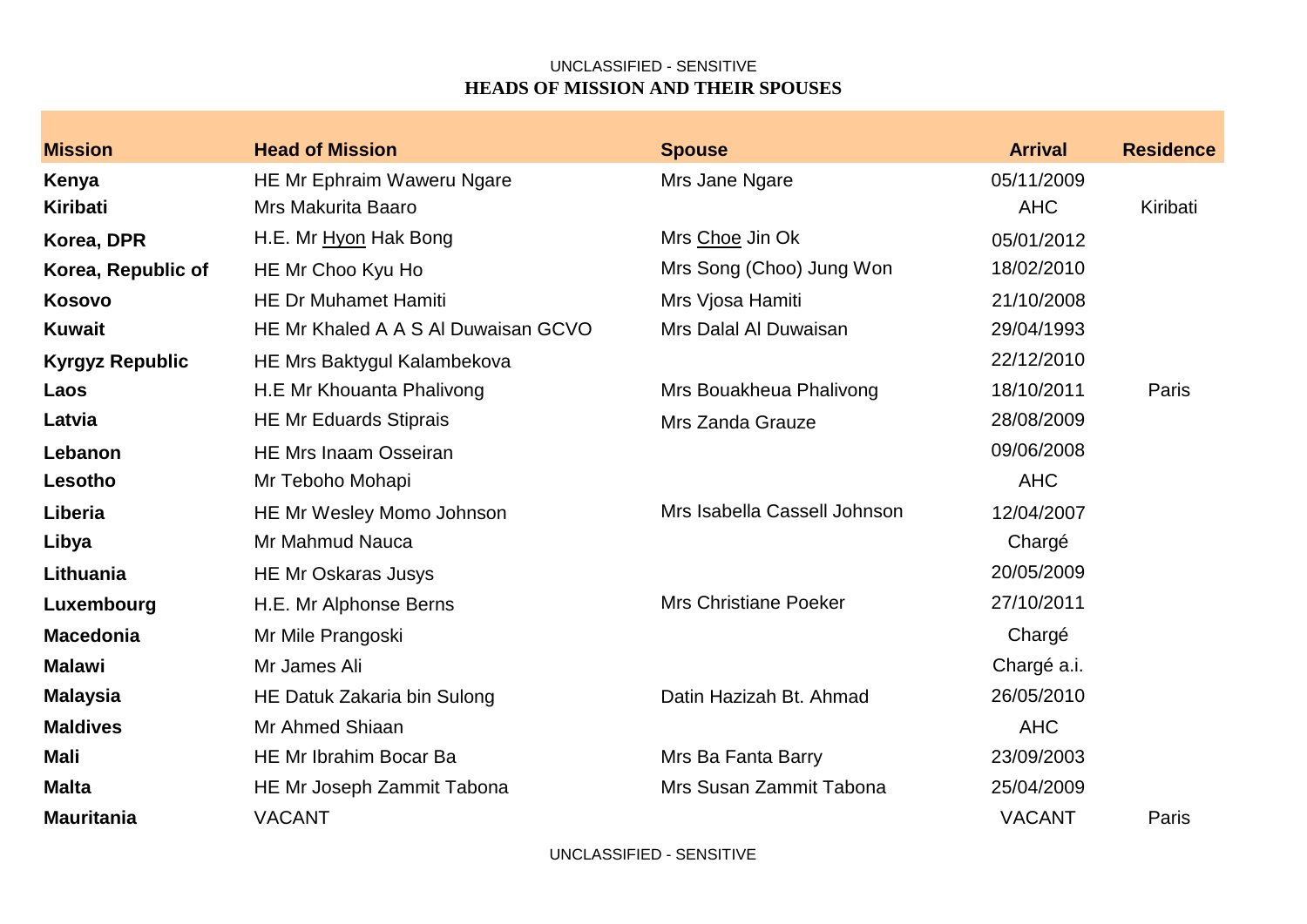UNCLASSIFIED - SENSITIVE

**HEADS OF MISSION AND THEIR SPOUSES**

| Mission | Head of Mission | Spouse | Arrival | Residence |
|---|---|---|---|---|
| **Kenya** | HE Mr Ephraim Waweru Ngare | Mrs Jane Ngare | 05/11/2009 | |
| **Kiribati** | Mrs Makurita Baaro | | AHC | Kiribati |
| **Korea, DPR** | H.E. Mr Hyon Hak Bong | Mrs Choe Jin Ok | 05/01/2012 | |
| **Korea, Republic of** | HE Mr Choo Kyu Ho | Mrs Song (Choo) Jung Won | 18/02/2010 | |
| **Kosovo** | HE Dr Muhamet Hamiti | Mrs Vjosa Hamiti | 21/10/2008 | |
| **Kuwait** | HE Mr Khaled A A S Al Duwaisan GCVO | Mrs Dalal Al Duwaisan | 29/04/1993 | |
| **Kyrgyz Republic** | HE Mrs Baktygul Kalambekova | | 22/12/2010 | |
| **Laos** | H.E Mr Khouanta Phalivong | Mrs Bouakheua Phalivong | 18/10/2011 | Paris |
| **Latvia** | HE Mr Eduards Stiprais | Mrs Zanda Grauze | 28/08/2009 | |
| **Lebanon** | HE Mrs Inaam Osseiran | | 09/06/2008 | |
| **Lesotho** | Mr Teboho Mohapi | | AHC | |
| **Liberia** | HE Mr Wesley Momo Johnson | Mrs Isabella Cassell Johnson | 12/04/2007 | |
| **Libya** | Mr Mahmud Nauca | | Chargé | |
| **Lithuania** | HE Mr Oskaras Jusys | | 20/05/2009 | |
| **Luxembourg** | H.E. Mr Alphonse Berns | Mrs Christiane Poeker | 27/10/2011 | |
| **Macedonia** | Mr Mile Prangoski | | Chargé | |
| **Malawi** | Mr James Ali | | Chargé a.i. | |
| **Malaysia** | HE Datuk Zakaria bin Sulong | Datin Hazizah Bt. Ahmad | 26/05/2010 | |
| **Maldives** | Mr Ahmed Shiaan | | AHC | |
| **Mali** | HE Mr Ibrahim Bocar Ba | Mrs Ba Fanta Barry | 23/09/2003 | |
| **Malta** | HE Mr Joseph Zammit Tabona | Mrs Susan Zammit Tabona | 25/04/2009 | |
| **Mauritania** | VACANT | | VACANT | Paris |

UNCLASSIFIED - SENSITIVE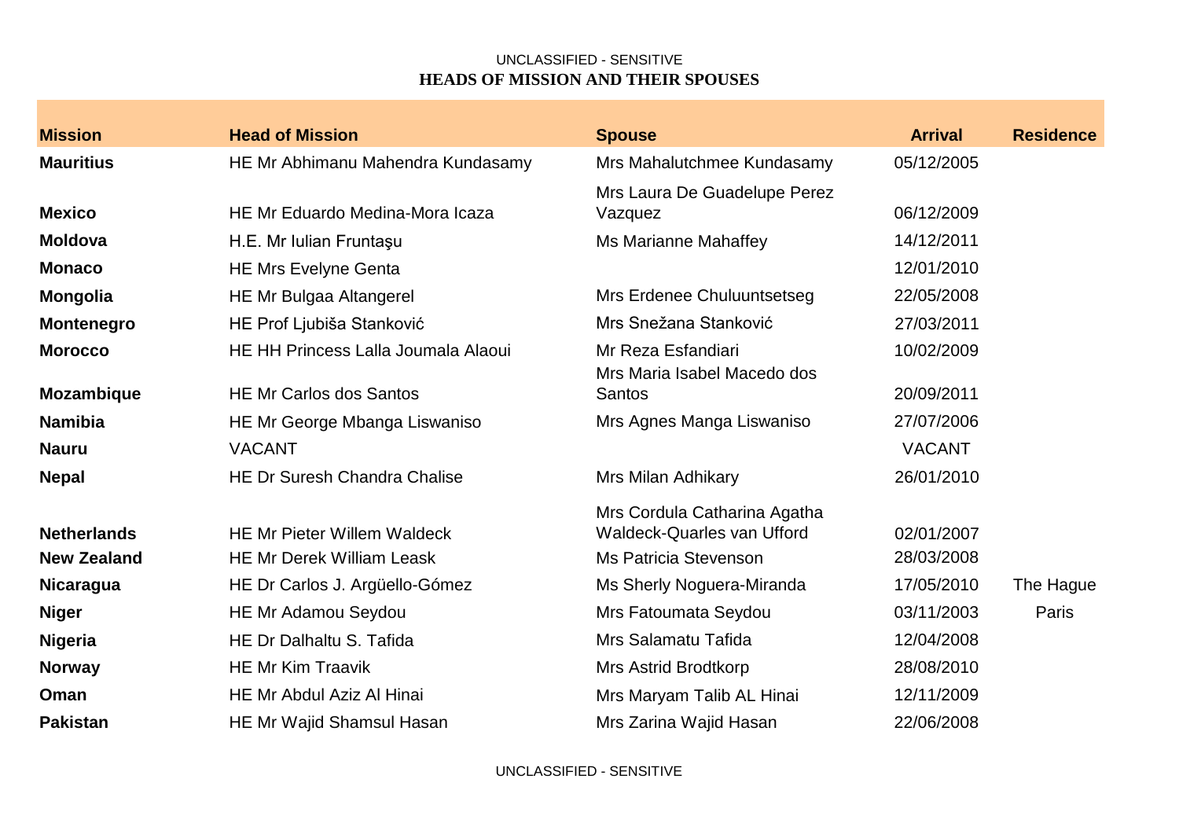UNCLASSIFIED - SENSITIVE

**HEADS OF MISSION AND THEIR SPOUSES**

| Mission | Head of Mission | Spouse | Arrival | Residence |
|---|---|---|---|---|
| **Mauritius** | HE Mr Abhimanu Mahendra Kundasamy | Mrs Mahalutchmee Kundasamy | 05/12/2005 | |
| **Mexico** | HE Mr Eduardo Medina-Mora Icaza | Mrs Laura De Guadelupe Perez Vazquez | 06/12/2009 | |
| **Moldova** | H.E. Mr Iulian Fruntaşu | Ms Marianne Mahaffey | 14/12/2011 | |
| **Monaco** | HE Mrs Evelyne Genta | | 12/01/2010 | |
| **Mongolia** | HE Mr Bulgaa Altangerel | Mrs Erdenee Chuluuntsetseg | 22/05/2008 | |
| **Montenegro** | HE Prof Ljubiša Stanković | Mrs Snežana Stanković | 27/03/2011 | |
| **Morocco** | HE HH Princess Lalla Joumala Alaoui | Mr Reza Esfandiari | 10/02/2009 | |
| **Mozambique** | HE Mr Carlos dos Santos | Mrs Maria Isabel Macedo dos Santos | 20/09/2011 | |
| **Namibia** | HE Mr George Mbanga Liswaniso | Mrs Agnes Manga Liswaniso | 27/07/2006 | |
| **Nauru** | VACANT | | VACANT | |
| **Nepal** | HE Dr Suresh Chandra Chalise | Mrs Milan Adhikary | 26/01/2010 | |
| **Netherlands** | HE Mr Pieter Willem Waldeck | Mrs Cordula Catharina Agatha Waldeck-Quarles van Ufford | 02/01/2007 | |
| **New Zealand** | HE Mr Derek William Leask | Ms Patricia Stevenson | 28/03/2008 | |
| **Nicaragua** | HE Dr Carlos J. Argüello-Gómez | Ms Sherly Noguera-Miranda | 17/05/2010 | The Hague |
| **Niger** | HE Mr Adamou Seydou | Mrs Fatoumata Seydou | 03/11/2003 | Paris |
| **Nigeria** | HE Dr Dalhaltu S. Tafida | Mrs Salamatu Tafida | 12/04/2008 | |
| **Norway** | HE Mr Kim Traavik | Mrs Astrid Brodtkorp | 28/08/2010 | |
| **Oman** | HE Mr Abdul Aziz Al Hinai | Mrs Maryam Talib AL Hinai | 12/11/2009 | |
| **Pakistan** | HE Mr Wajid Shamsul Hasan | Mrs Zarina Wajid Hasan | 22/06/2008 | |

UNCLASSIFIED - SENSITIVE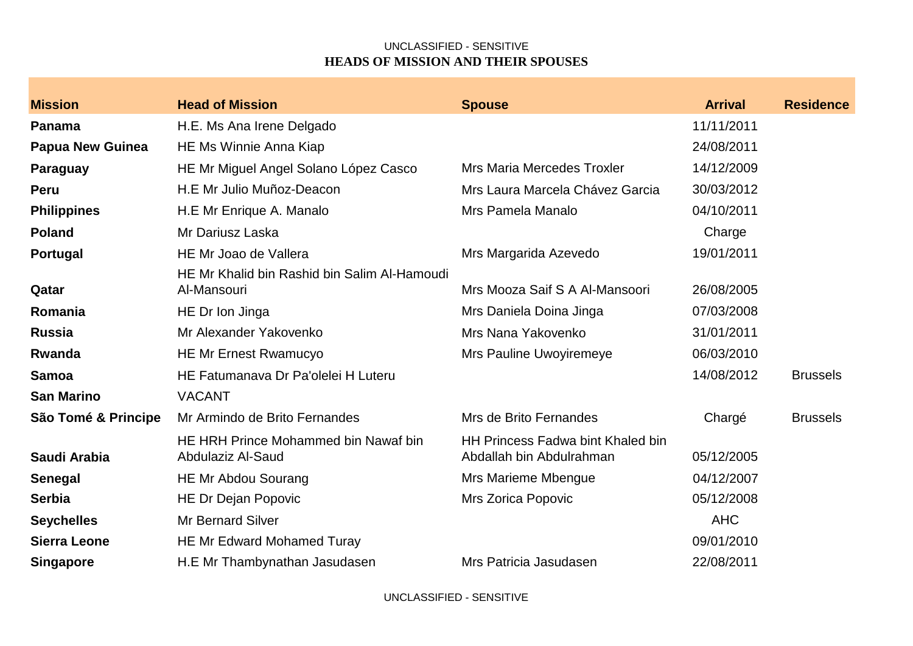UNCLASSIFIED - SENSITIVE

**HEADS OF MISSION AND THEIR SPOUSES**

| Mission | Head of Mission | Spouse | Arrival | Residence |
|---|---|---|---|---|
| **Panama** | H.E. Ms Ana Irene Delgado | | 11/11/2011 | |
| **Papua New Guinea** | HE Ms Winnie Anna Kiap | | 24/08/2011 | |
| **Paraguay** | HE Mr Miguel Angel Solano López Casco | Mrs Maria Mercedes Troxler | 14/12/2009 | |
| **Peru** | H.E Mr Julio Muñoz-Deacon | Mrs Laura Marcela Chávez Garcia | 30/03/2012 | |
| **Philippines** | H.E Mr Enrique A. Manalo | Mrs Pamela Manalo | 04/10/2011 | |
| **Poland** | Mr Dariusz Laska | | Charge | |
| **Portugal** | HE Mr Joao de Vallera | Mrs Margarida Azevedo | 19/01/2011 | |
| **Qatar** | HE Mr Khalid bin Rashid bin Salim Al-Hamoudi Al-Mansouri | Mrs Mooza Saif S A Al-Mansoori | 26/08/2005 | |
| **Romania** | HE Dr Ion Jinga | Mrs Daniela Doina Jinga | 07/03/2008 | |
| **Russia** | Mr Alexander Yakovenko | Mrs Nana Yakovenko | 31/01/2011 | |
| **Rwanda** | HE Mr Ernest Rwamucyo | Mrs Pauline Uwoyiremeye | 06/03/2010 | |
| **Samoa** | HE Fatumanava Dr Pa'olelei H Luteru | | 14/08/2012 | Brussels |
| **San Marino** | VACANT | | | |
| **São Tomé & Principe** | Mr Armindo de Brito Fernandes | Mrs de Brito Fernandes | Chargé | Brussels |
| **Saudi Arabia** | HE HRH Prince Mohammed bin Nawaf bin Abdulaziz Al-Saud | HH Princess Fadwa bint Khaled bin Abdallah bin Abdulrahman | 05/12/2005 | |
| **Senegal** | HE Mr Abdou Sourang | Mrs Marieme Mbengue | 04/12/2007 | |
| **Serbia** | HE Dr Dejan Popovic | Mrs Zorica Popovic | 05/12/2008 | |
| **Seychelles** | Mr Bernard Silver | | AHC | |
| **Sierra Leone** | HE Mr Edward Mohamed Turay | | 09/01/2010 | |
| **Singapore** | H.E Mr Thambynathan Jasudasen | Mrs Patricia Jasudasen | 22/08/2011 | |

UNCLASSIFIED - SENSITIVE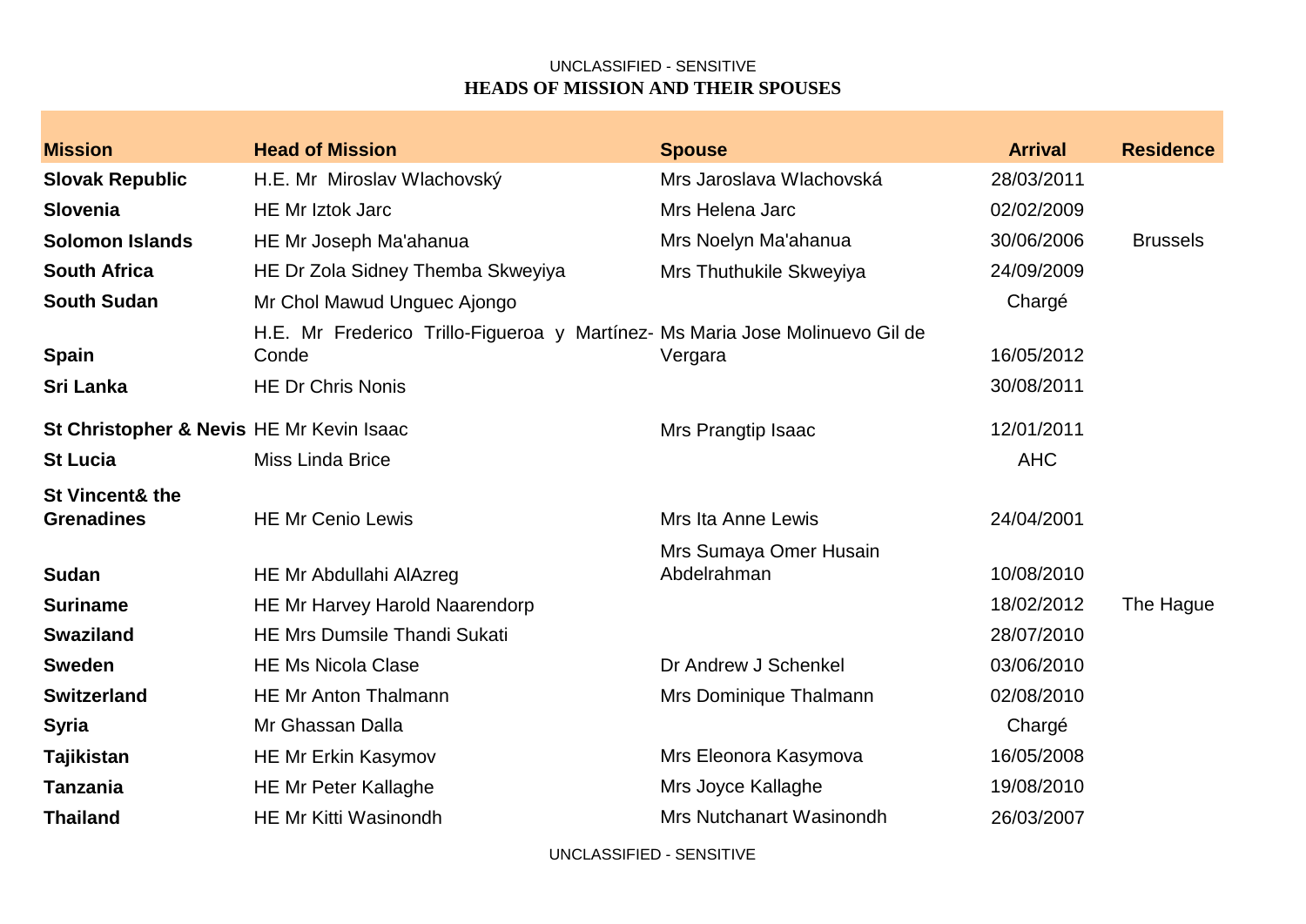UNCLASSIFIED - SENSITIVE

**HEADS OF MISSION AND THEIR SPOUSES**

| Mission | Head of Mission | Spouse | Arrival | Residence |
|---|---|---|---|---|
| **Slovak Republic** | H.E. Mr Miroslav Wlachovský | Mrs Jaroslava Wlachovská | 28/03/2011 | |
| **Slovenia** | HE Mr Iztok Jarc | Mrs Helena Jarc | 02/02/2009 | |
| **Solomon Islands** | HE Mr Joseph Ma'ahanua | Mrs Noelyn Ma'ahanua | 30/06/2006 | Brussels |
| **South Africa** | HE Dr Zola Sidney Themba Skweyiya | Mrs Thuthukile Skweyiya | 24/09/2009 | |
| **South Sudan** | Mr Chol Mawud Unguec Ajongo | | Chargé | |
| **Spain** | H.E. Mr Frederico Trillo-Figueroa y Martínez-Conde | Ms Maria Jose Molinuevo Gil de Vergara | 16/05/2012 | |
| **Sri Lanka** | HE Dr Chris Nonis | | 30/08/2011 | |
| **St Christopher & Nevis** | HE Mr Kevin Isaac | Mrs Prangtip Isaac | 12/01/2011 | |
| **St Lucia** | Miss Linda Brice | | AHC | |
| **St Vincent& the Grenadines** | HE Mr Cenio Lewis | Mrs Ita Anne Lewis | 24/04/2001 | |
| **Sudan** | HE Mr Abdullahi AlAzreg | Mrs Sumaya Omer Husain Abdelrahman | 10/08/2010 | |
| **Suriname** | HE Mr Harvey Harold Naarendorp | | 18/02/2012 | The Hague |
| **Swaziland** | HE Mrs Dumsile Thandi Sukati | | 28/07/2010 | |
| **Sweden** | HE Ms Nicola Clase | Dr Andrew J Schenkel | 03/06/2010 | |
| **Switzerland** | HE Mr Anton Thalmann | Mrs Dominique Thalmann | 02/08/2010 | |
| **Syria** | Mr Ghassan Dalla | | Chargé | |
| **Tajikistan** | HE Mr Erkin Kasymov | Mrs Eleonora Kasymova | 16/05/2008 | |
| **Tanzania** | HE Mr Peter Kallaghe | Mrs Joyce Kallaghe | 19/08/2010 | |
| **Thailand** | HE Mr Kitti Wasinondh | Mrs Nutchanart Wasinondh | 26/03/2007 | |

UNCLASSIFIED - SENSITIVE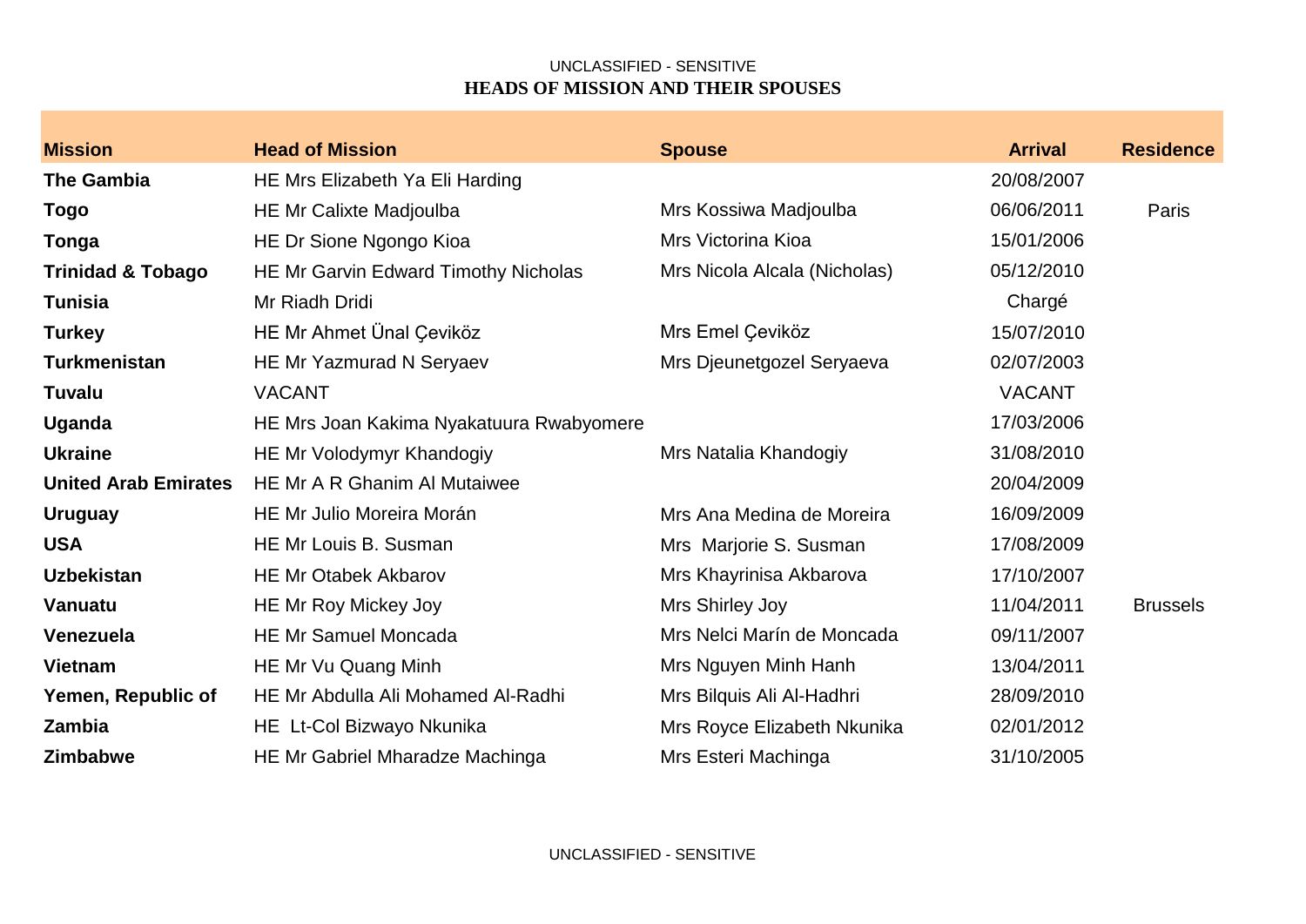UNCLASSIFIED - SENSITIVE

**HEADS OF MISSION AND THEIR SPOUSES**

| Mission | Head of Mission | Spouse | Arrival | Residence |
|---|---|---|---|---|
| **The Gambia** | HE Mrs Elizabeth Ya Eli Harding | | 20/08/2007 | |
| **Togo** | HE Mr Calixte Madjoulba | Mrs Kossiwa Madjoulba | 06/06/2011 | Paris |
| **Tonga** | HE Dr Sione Ngongo Kioa | Mrs Victorina Kioa | 15/01/2006 | |
| **Trinidad & Tobago** | HE Mr Garvin Edward Timothy Nicholas | Mrs Nicola Alcala (Nicholas) | 05/12/2010 | |
| **Tunisia** | Mr Riadh Dridi | | Chargé | |
| **Turkey** | HE Mr Ahmet Ünal Çeviköz | Mrs Emel Çeviköz | 15/07/2010 | |
| **Turkmenistan** | HE Mr Yazmurad N Seryaev | Mrs Djeunetgozel Seryaeva | 02/07/2003 | |
| **Tuvalu** | VACANT | | VACANT | |
| **Uganda** | HE Mrs Joan Kakima Nyakatuura Rwabyomere | | 17/03/2006 | |
| **Ukraine** | HE Mr Volodymyr Khandogiy | Mrs Natalia Khandogiy | 31/08/2010 | |
| **United Arab Emirates** | HE Mr A R Ghanim Al Mutaiwee | | 20/04/2009 | |
| **Uruguay** | HE Mr Julio Moreira Morán | Mrs Ana Medina de Moreira | 16/09/2009 | |
| **USA** | HE Mr Louis B. Susman | Mrs Marjorie S. Susman | 17/08/2009 | |
| **Uzbekistan** | HE Mr Otabek Akbarov | Mrs Khayrinisa Akbarova | 17/10/2007 | |
| **Vanuatu** | HE Mr Roy Mickey Joy | Mrs Shirley Joy | 11/04/2011 | Brussels |
| **Venezuela** | HE Mr Samuel Moncada | Mrs Nelci Marín de Moncada | 09/11/2007 | |
| **Vietnam** | HE Mr Vu Quang Minh | Mrs Nguyen Minh Hanh | 13/04/2011 | |
| **Yemen, Republic of** | HE Mr Abdulla Ali Mohamed Al-Radhi | Mrs Bilquis Ali Al-Hadhri | 28/09/2010 | |
| **Zambia** | HE Lt-Col Bizwayo Nkunika | Mrs Royce Elizabeth Nkunika | 02/01/2012 | |
| **Zimbabwe** | HE Mr Gabriel Mharadze Machinga | Mrs Esteri Machinga | 31/10/2005 | |

UNCLASSIFIED - SENSITIVE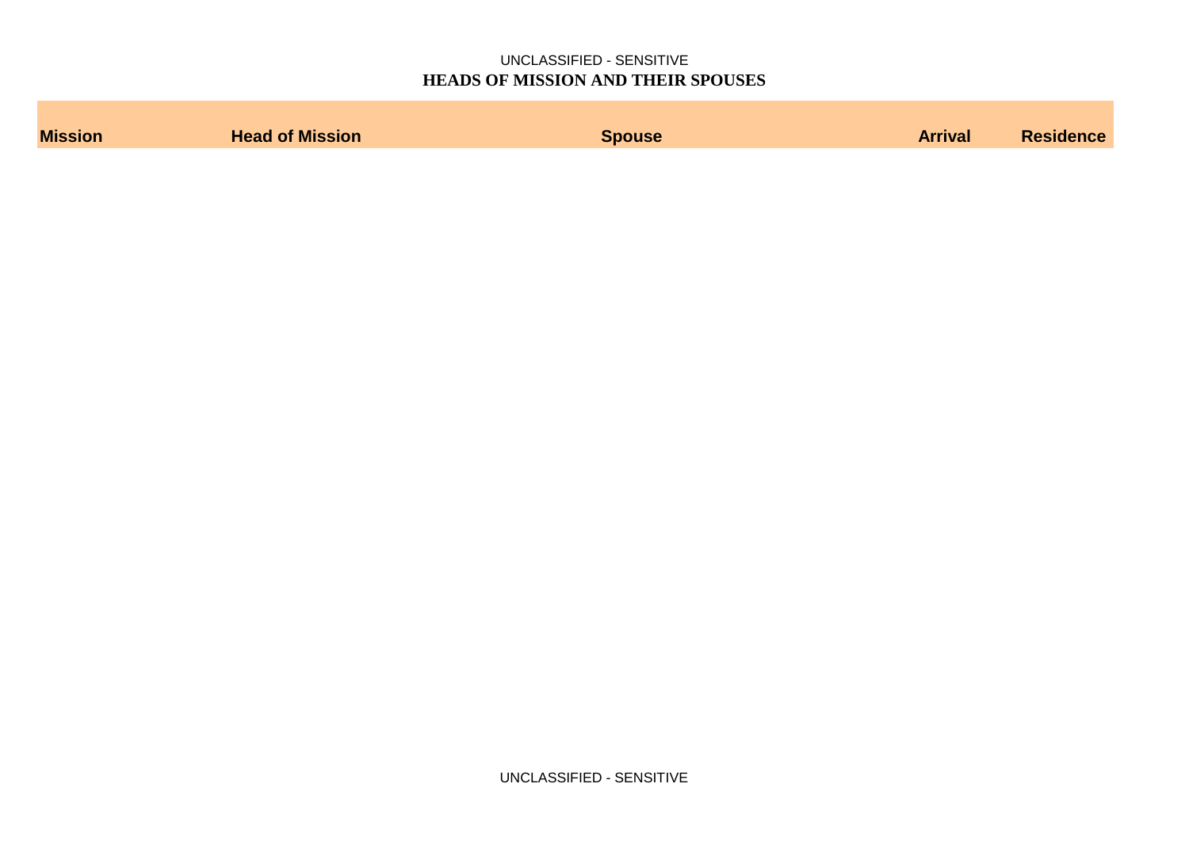**HEADS OF MISSION AND THEIR SPOUSES**

| Mission | Head of Mission | Spouse | Arrival | Residence |
|---|---|---|---|---|